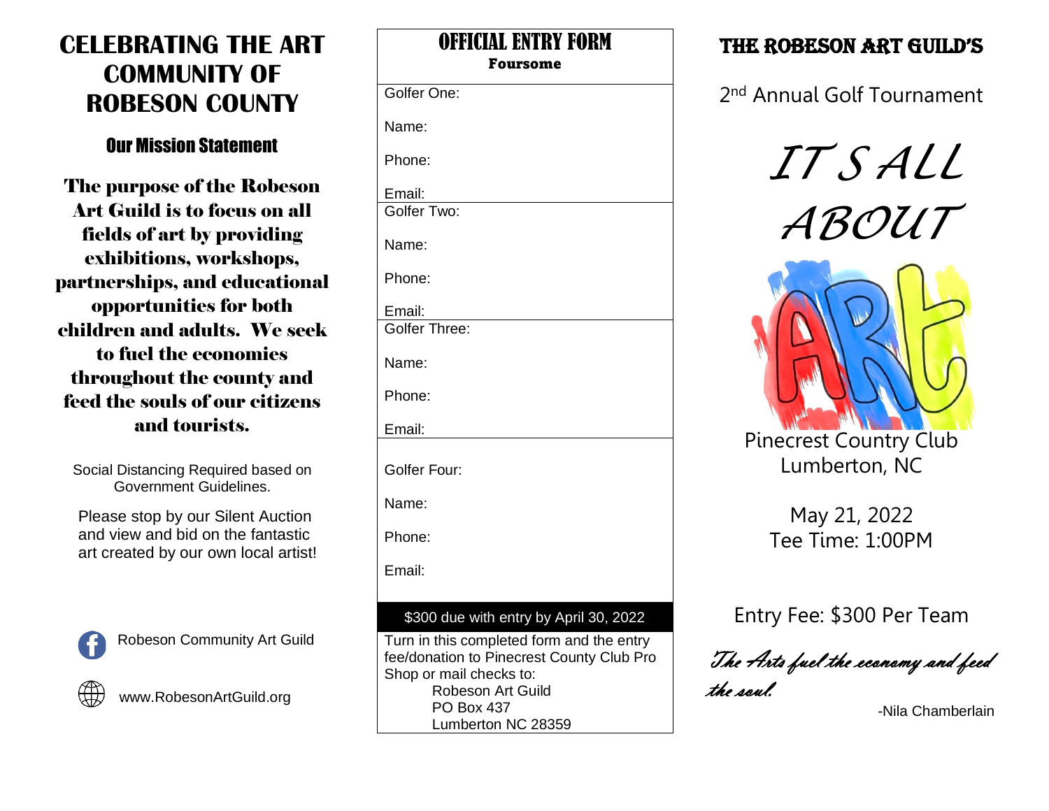# CELEBRATING THE ART COMMUNITY OF ROBESON COUNTY

## Our Mission Statement

**The purpose of the Robeson Art Guild is to focus on all fields of art by providing exhibitions, workshops, partnerships, and educational opportunities for both children and adults. We seek to fuel the economies throughout the county and feed the souls of our citizens and tourists.**

Social Distancing Required based on Government Guidelines.

Please stop by our Silent Auction and view and bid on the fantastic art created by our own local artist!

Robeson Community Art Guild

www.RobesonArtGuild.org

# OFFICIAL ENTRY FORM

**Foursome**

Golfer One:

Name:

Phone:

Email:

Golfer Two:

Name:

Phone:

Email:

Golfer Three:

Name:

Phone:

Email:

Golfer Four:

Name:

Phone:

Email:

**$300 due with entry by April 30, 2022**

Turn in this completed form and the entry fee/donation to Pinecrest County Club Pro Shop or mail checks to:

Robeson Art Guild
PO Box 437
Lumberton NC 28359

# THE ROBESON ART GUILD'S

2nd Annual Golf Tournament

*IT S ALL ABOUT*

ARt

Pinecrest Country Club
Lumberton, NC

May 21, 2022
Tee Time: 1:00PM

Entry Fee: $300 Per Team

*"The Arts fuel the economy and feed the soul."*

-Nila Chamberlain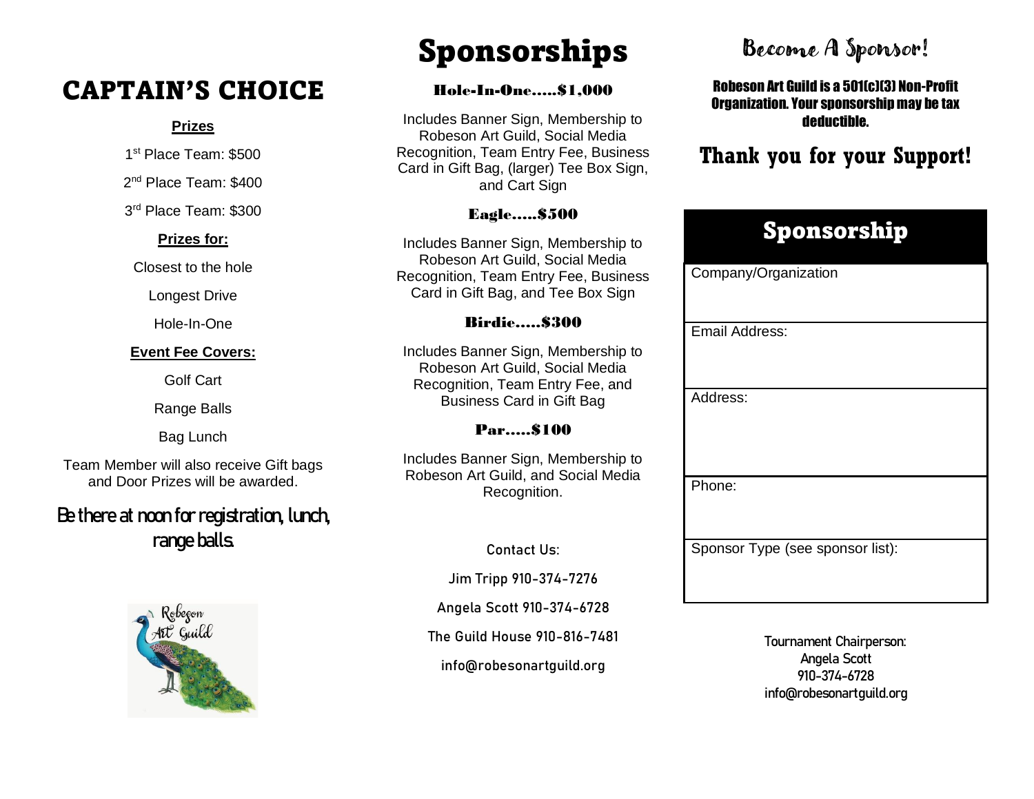# CAPTAIN'S CHOICE

**Prizes**

1st Place Team: $500

2nd Place Team: $400

3rd Place Team: $300

**Prizes for:**

Closest to the hole

Longest Drive

Hole-In-One

**Event Fee Covers:**

Golf Cart

Range Balls

Bag Lunch

Team Member will also receive Gift bags and Door Prizes will be awarded.

## Be there at noon for registration, lunch, range balls.

# Sponsorships

### Hole-In-One.....$1,000

Includes Banner Sign, Membership to Robeson Art Guild, Social Media Recognition, Team Entry Fee, Business Card in Gift Bag, (larger) Tee Box Sign, and Cart Sign

### Eagle.....$500

Includes Banner Sign, Membership to Robeson Art Guild, Social Media Recognition, Team Entry Fee, Business Card in Gift Bag, and Tee Box Sign

### Birdie.....$300

Includes Banner Sign, Membership to Robeson Art Guild, Social Media Recognition, Team Entry Fee, and Business Card in Gift Bag

### Par.....$100

Includes Banner Sign, Membership to Robeson Art Guild, and Social Media Recognition.

Contact Us:

Jim Tripp 910-374-7276

Angela Scott 910-374-6728

The Guild House 910-816-7481

info@robesonartguild.org

## Become A Sponsor!

**Robeson Art Guild is a 501(c)(3) Non-Profit Organization. Your sponsorship may be tax deductible.**

## Thank you for your Support!

| Sponsorship |
| --- |
| Company/Organization |
| Email Address: |
| Address: |
| Phone: |
| Sponsor Type (see sponsor list): |

Tournament Chairperson:
Angela Scott
910-374-6728
info@robesonartguild.org